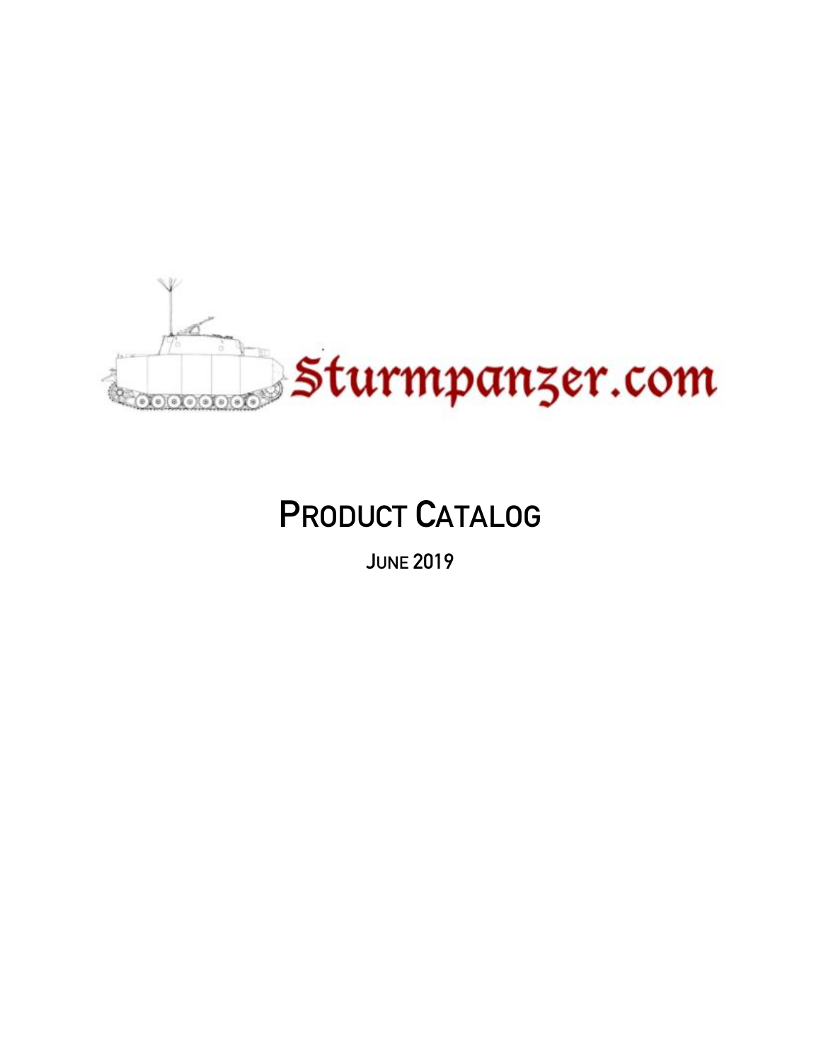Sturmpanzer.com

# Product Catalog

June 2019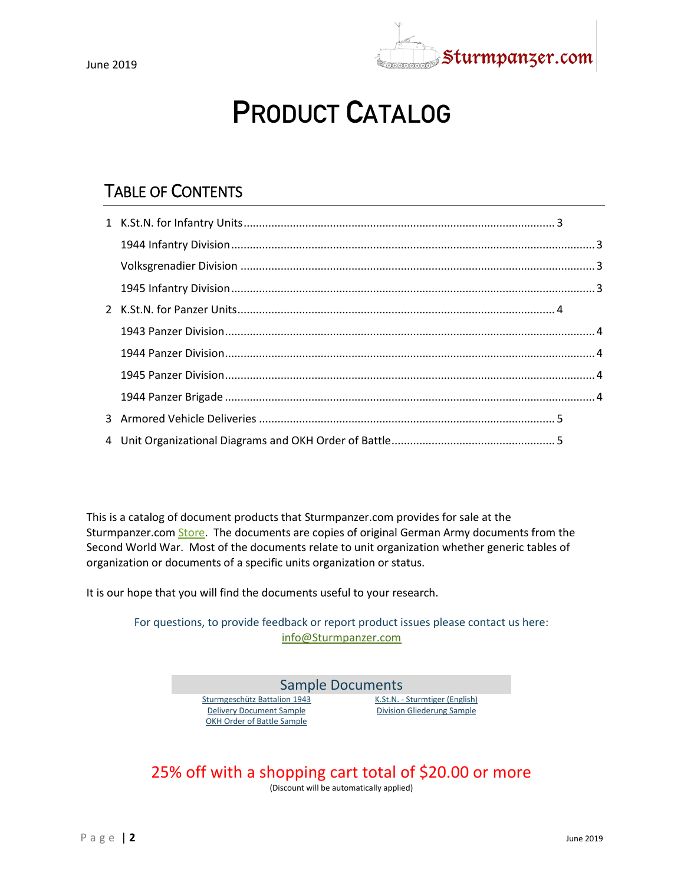June 2019

# PRODUCT CATALOG

## TABLE OF CONTENTS

1 K.St.N. for Infantry Units .................................................... 3

- 1944 Infantry Division .................................................... 3
- Volksgrenadier Division .................................................... 3
- 1945 Infantry Division .................................................... 3

2 K.St.N. for Panzer Units .................................................... 4

- 1943 Panzer Division .................................................... 4
- 1944 Panzer Division .................................................... 4
- 1945 Panzer Division .................................................... 4
- 1944 Panzer Brigade .................................................... 4

3 Armored Vehicle Deliveries .................................................... 5

4 Unit Organizational Diagrams and OKH Order of Battle .................................................... 5

This is a catalog of document products that Sturmpanzer.com provides for sale at the Sturmpanzer.com Store. The documents are copies of original German Army documents from the Second World War. Most of the documents relate to unit organization whether generic tables of organization or documents of a specific units organization or status.

It is our hope that you will find the documents useful to your research.

For questions, to provide feedback or report product issues please contact us here: info@Sturmpanzer.com

### Sample Documents

Sturmgeschütz Battalion 1943
Delivery Document Sample
OKH Order of Battle Sample
K.St.N. - Sturmtiger (English)
Division Gliederung Sample

## 25% off with a shopping cart total of $20.00 or more

(Discount will be automatically applied)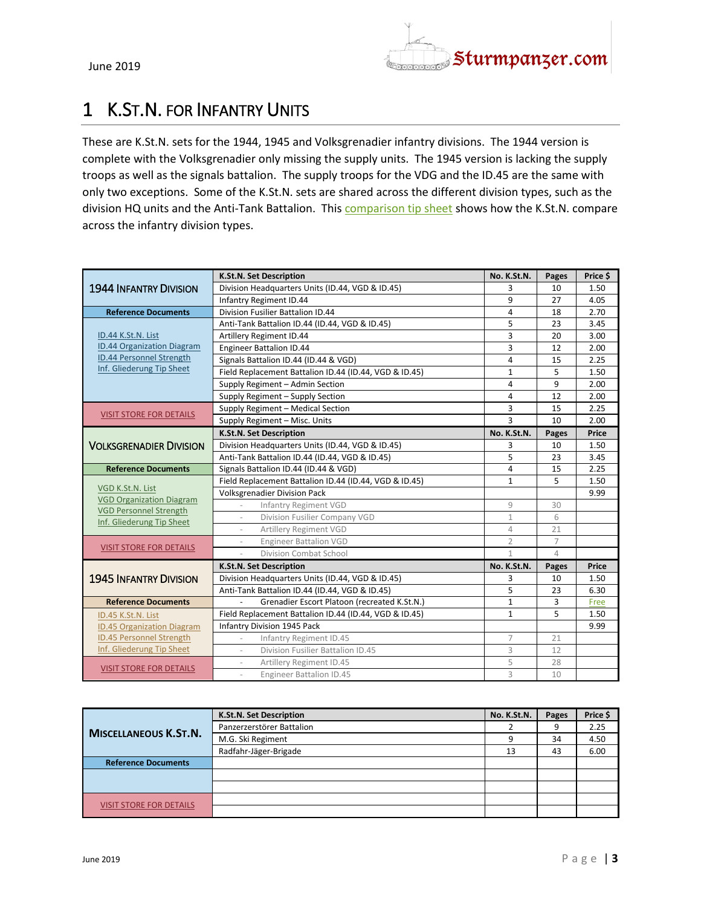# 1 K.St.N. for Infantry Units

These are K.St.N. sets for the 1944, 1945 and Volksgrenadier infantry divisions. The 1944 version is complete with the Volksgrenadier only missing the supply units. The 1945 version is lacking the supply troops as well as the signals battalion. The supply troops for the VDG and the ID.45 are the same with only two exceptions. Some of the K.St.N. sets are shared across the different division types, such as the division HQ units and the Anti-Tank Battalion. This comparison tip sheet shows how the K.St.N. compare across the infantry division types.

| 1944 Infantry Division | K.St.N. Set Description | No. K.St.N. | Pages | Price $ |
|---|---|---|---|---|
| | Division Headquarters Units (ID.44, VGD & ID.45) | 3 | 10 | 1.50 |
| | Infantry Regiment ID.44 | 9 | 27 | 4.05 |
| **Reference Documents** | Division Fusilier Battalion ID.44 | 4 | 18 | 2.70 |
| ID.44 K.St.N. List | Anti-Tank Battalion ID.44 (ID.44, VGD & ID.45) | 5 | 23 | 3.45 |
| ID.44 Organization Diagram | Artillery Regiment ID.44 | 3 | 20 | 3.00 |
| ID.44 Personnel Strength | Engineer Battalion ID.44 | 3 | 12 | 2.00 |
| Inf. Gliederung Tip Sheet | Signals Battalion ID.44 (ID.44 & VGD) | 4 | 15 | 2.25 |
| | Field Replacement Battalion ID.44 (ID.44, VGD & ID.45) | 1 | 5 | 1.50 |
| | Supply Regiment – Admin Section | 4 | 9 | 2.00 |
| | Supply Regiment – Supply Section | 4 | 12 | 2.00 |
| VISIT STORE FOR DETAILS | Supply Regiment – Medical Section | 3 | 15 | 2.25 |
| | Supply Regiment – Misc. Units | 3 | 10 | 2.00 |
| **Volksgrenadier Division** | **K.St.N. Set Description** | **No. K.St.N.** | **Pages** | **Price** |
| | Division Headquarters Units (ID.44, VGD & ID.45) | 3 | 10 | 1.50 |
| | Anti-Tank Battalion ID.44 (ID.44, VGD & ID.45) | 5 | 23 | 3.45 |
| **Reference Documents** | Signals Battalion ID.44 (ID.44 & VGD) | 4 | 15 | 2.25 |
| VGD K.St.N. List | Field Replacement Battalion ID.44 (ID.44, VGD & ID.45) | 1 | 5 | 1.50 |
| VGD Organization Diagram | Volksgrenadier Division Pack | | | 9.99 |
| VGD Personnel Strength | - Infantry Regiment VGD | 9 | 30 | |
| Inf. Gliederung Tip Sheet | - Division Fusilier Company VGD | 1 | 6 | |
| | - Artillery Regiment VGD | 4 | 21 | |
| VISIT STORE FOR DETAILS | - Engineer Battalion VGD | 2 | 7 | |
| | - Division Combat School | 1 | 4 | |
| **1945 Infantry Division** | **K.St.N. Set Description** | **No. K.St.N.** | **Pages** | **Price** |
| | Division Headquarters Units (ID.44, VGD & ID.45) | 3 | 10 | 1.50 |
| | Anti-Tank Battalion ID.44 (ID.44, VGD & ID.45) | 5 | 23 | 6.30 |
| **Reference Documents** | - Grenadier Escort Platoon (recreated K.St.N.) | 1 | 3 | Free |
| ID.45 K.St.N. List | Field Replacement Battalion ID.44 (ID.44, VGD & ID.45) | 1 | 5 | 1.50 |
| ID.45 Organization Diagram | Infantry Division 1945 Pack | | | 9.99 |
| ID.45 Personnel Strength | - Infantry Regiment ID.45 | 7 | 21 | |
| Inf. Gliederung Tip Sheet | - Division Fusilier Battalion ID.45 | 3 | 12 | |
| VISIT STORE FOR DETAILS | - Artillery Regiment ID.45 | 5 | 28 | |
| | - Engineer Battalion ID.45 | 3 | 10 | |

| Miscellaneous K.St.N. | K.St.N. Set Description | No. K.St.N. | Pages | Price $ |
|---|---|---|---|---|
| | Panzerzerstörer Battalion | 2 | 9 | 2.25 |
| | M.G. Ski Regiment | 9 | 34 | 4.50 |
| | Radfahr-Jäger-Brigade | 13 | 43 | 6.00 |
| **Reference Documents** | | | | |
| | | | | |
| | | | | |
| VISIT STORE FOR DETAILS | | | | |
| | | | | |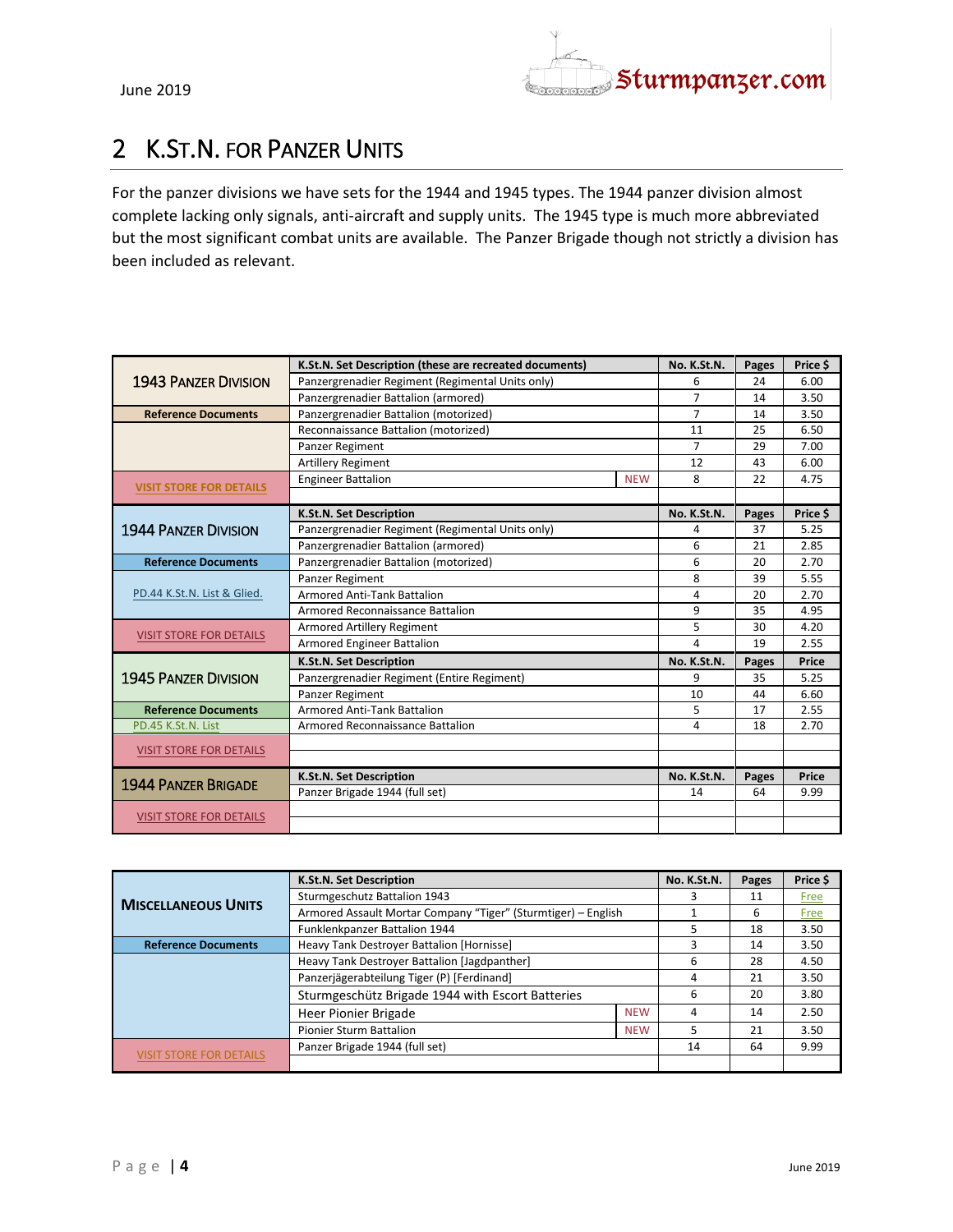# 2 K.St.N. for Panzer Units

For the panzer divisions we have sets for the 1944 and 1945 types. The 1944 panzer division almost complete lacking only signals, anti-aircraft and supply units. The 1945 type is much more abbreviated but the most significant combat units are available. The Panzer Brigade though not strictly a division has been included as relevant.

| | K.St.N. Set Description (these are recreated documents) | | No. K.St.N. | Pages | Price $ |
|---|---|---|---|---|---|
| 1943 Panzer Division | Panzergrenadier Regiment (Regimental Units only) | | 6 | 24 | 6.00 |
| | Panzergrenadier Battalion (armored) | | 7 | 14 | 3.50 |
| **Reference Documents** | Panzergrenadier Battalion (motorized) | | 7 | 14 | 3.50 |
| | Reconnaissance Battalion (motorized) | | 11 | 25 | 6.50 |
| | Panzer Regiment | | 7 | 29 | 7.00 |
| | Artillery Regiment | | 12 | 43 | 6.00 |
| VISIT STORE FOR DETAILS | Engineer Battalion | NEW | 8 | 22 | 4.75 |
| | **K.St.N. Set Description** | | **No. K.St.N.** | **Pages** | **Price $** |
| 1944 Panzer Division | Panzergrenadier Regiment (Regimental Units only) | | 4 | 37 | 5.25 |
| | Panzergrenadier Battalion (armored) | | 6 | 21 | 2.85 |
| **Reference Documents** | Panzergrenadier Battalion (motorized) | | 6 | 20 | 2.70 |
| PD.44 K.St.N. List & Glied. | Panzer Regiment | | 8 | 39 | 5.55 |
| | Armored Anti-Tank Battalion | | 4 | 20 | 2.70 |
| | Armored Reconnaissance Battalion | | 9 | 35 | 4.95 |
| VISIT STORE FOR DETAILS | Armored Artillery Regiment | | 5 | 30 | 4.20 |
| | Armored Engineer Battalion | | 4 | 19 | 2.55 |
| | **K.St.N. Set Description** | | **No. K.St.N.** | **Pages** | **Price** |
| 1945 Panzer Division | Panzergrenadier Regiment (Entire Regiment) | | 9 | 35 | 5.25 |
| | Panzer Regiment | | 10 | 44 | 6.60 |
| **Reference Documents** | Armored Anti-Tank Battalion | | 5 | 17 | 2.55 |
| PD.45 K.St.N. List | Armored Reconnaissance Battalion | | 4 | 18 | 2.70 |
| VISIT STORE FOR DETAILS | | | | | |
| | **K.St.N. Set Description** | | **No. K.St.N.** | **Pages** | **Price** |
| 1944 Panzer Brigade | Panzer Brigade 1944 (full set) | | 14 | 64 | 9.99 |
| VISIT STORE FOR DETAILS | | | | | |

| | K.St.N. Set Description | | No. K.St.N. | Pages | Price $ |
|---|---|---|---|---|---|
| Miscellaneous Units | Sturmgeschutz Battalion 1943 | | 3 | 11 | Free |
| | Armored Assault Mortar Company "Tiger" (Sturmtiger) – English | | 1 | 6 | Free |
| | Funklenkpanzer Battalion 1944 | | 5 | 18 | 3.50 |
| **Reference Documents** | Heavy Tank Destroyer Battalion [Hornisse] | | 3 | 14 | 3.50 |
| | Heavy Tank Destroyer Battalion [Jagdpanther] | | 6 | 28 | 4.50 |
| | Panzerjägerabteilung Tiger (P) [Ferdinand] | | 4 | 21 | 3.50 |
| | Sturmgeschütz Brigade 1944 with Escort Batteries | | 6 | 20 | 3.80 |
| | Heer Pionier Brigade | NEW | 4 | 14 | 2.50 |
| | Pionier Sturm Battalion | NEW | 5 | 21 | 3.50 |
| VISIT STORE FOR DETAILS | Panzer Brigade 1944 (full set) | | 14 | 64 | 9.99 |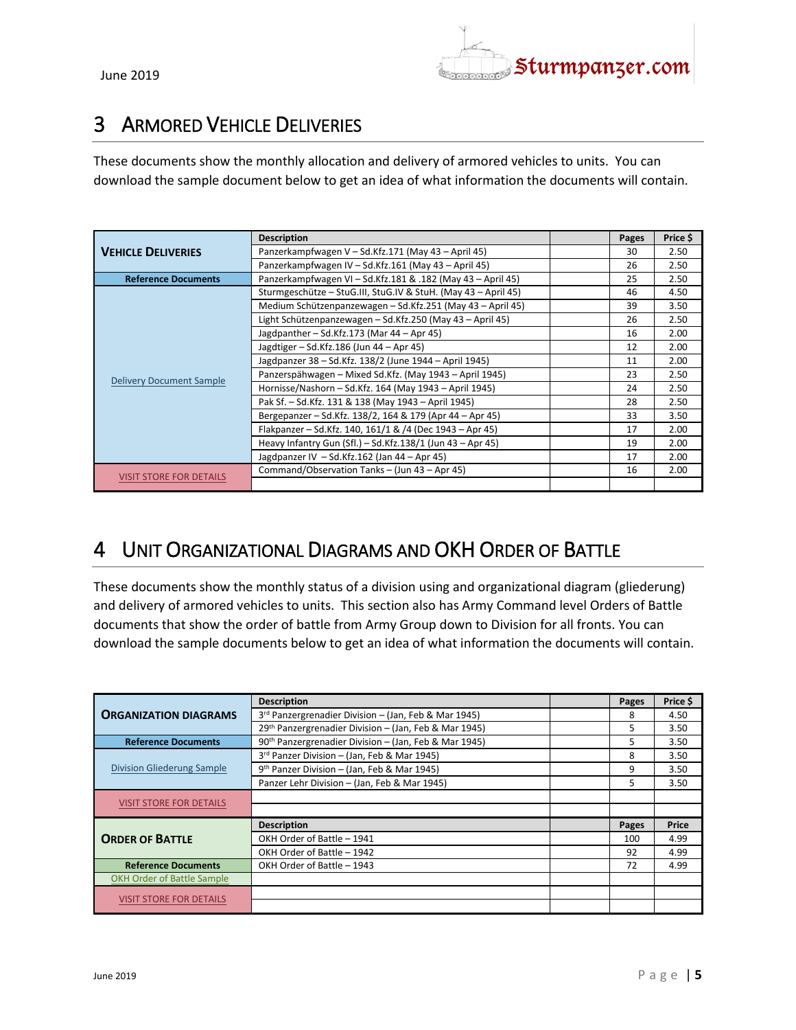# 3 ARMORED VEHICLE DELIVERIES

These documents show the monthly allocation and delivery of armored vehicles to units. You can download the sample document below to get an idea of what information the documents will contain.

| | Description | | Pages | Price $ |
|---|---|---|---|---|
| **VEHICLE DELIVERIES** | Panzerkampfwagen V – Sd.Kfz.171 (May 43 – April 45) | | 30 | 2.50 |
| | Panzerkampfwagen IV – Sd.Kfz.161 (May 43 – April 45) | | 26 | 2.50 |
| **Reference Documents** | Panzerkampfwagen VI – Sd.Kfz.181 & .182 (May 43 – April 45) | | 25 | 2.50 |
| | Sturmgeschütze – StuG.III, StuG.IV & StuH. (May 43 – April 45) | | 46 | 4.50 |
| | Medium Schützenpanzewagen – Sd.Kfz.251 (May 43 – April 45) | | 39 | 3.50 |
| | Light Schützenpanzewagen – Sd.Kfz.250 (May 43 – April 45) | | 26 | 2.50 |
| | Jagdpanther – Sd.Kfz.173 (Mar 44 – Apr 45) | | 16 | 2.00 |
| | Jagdtiger – Sd.Kfz.186 (Jun 44 – Apr 45) | | 12 | 2.00 |
| | Jagdpanzer 38 – Sd.Kfz. 138/2 (June 1944 – April 1945) | | 11 | 2.00 |
| Delivery Document Sample | Panzerspähwagen – Mixed Sd.Kfz. (May 1943 – April 1945) | | 23 | 2.50 |
| | Hornisse/Nashorn – Sd.Kfz. 164 (May 1943 – April 1945) | | 24 | 2.50 |
| | Pak Sf. – Sd.Kfz. 131 & 138 (May 1943 – April 1945) | | 28 | 2.50 |
| | Bergepanzer – Sd.Kfz. 138/2, 164 & 179 (Apr 44 – Apr 45) | | 33 | 3.50 |
| | Flakpanzer – Sd.Kfz. 140, 161/1 & /4 (Dec 1943 – Apr 45) | | 17 | 2.00 |
| | Heavy Infantry Gun (Sfl.) – Sd.Kfz.138/1 (Jun 43 – Apr 45) | | 19 | 2.00 |
| | Jagdpanzer IV – Sd.Kfz.162 (Jan 44 – Apr 45) | | 17 | 2.00 |
| VISIT STORE FOR DETAILS | Command/Observation Tanks – (Jun 43 – Apr 45) | | 16 | 2.00 |

# 4 UNIT ORGANIZATIONAL DIAGRAMS AND OKH ORDER OF BATTLE

These documents show the monthly status of a division using and organizational diagram (gliederung) and delivery of armored vehicles to units. This section also has Army Command level Orders of Battle documents that show the order of battle from Army Group down to Division for all fronts. You can download the sample documents below to get an idea of what information the documents will contain.

| | Description | | Pages | Price $ |
|---|---|---|---|---|
| **ORGANIZATION DIAGRAMS** | 3rd Panzergrenadier Division – (Jan, Feb & Mar 1945) | | 8 | 4.50 |
| | 29th Panzergrenadier Division – (Jan, Feb & Mar 1945) | | 5 | 3.50 |
| **Reference Documents** | 90th Panzergrenadier Division – (Jan, Feb & Mar 1945) | | 5 | 3.50 |
| | 3rd Panzer Division – (Jan, Feb & Mar 1945) | | 8 | 3.50 |
| Division Gliederung Sample | 9th Panzer Division – (Jan, Feb & Mar 1945) | | 9 | 3.50 |
| | Panzer Lehr Division – (Jan, Feb & Mar 1945) | | 5 | 3.50 |
| VISIT STORE FOR DETAILS | | | | |
| | **Description** | | **Pages** | **Price** |
| **ORDER OF BATTLE** | OKH Order of Battle – 1941 | | 100 | 4.99 |
| | OKH Order of Battle – 1942 | | 92 | 4.99 |
| **Reference Documents** | OKH Order of Battle – 1943 | | 72 | 4.99 |
| OKH Order of Battle Sample | | | | |
| VISIT STORE FOR DETAILS | | | | |